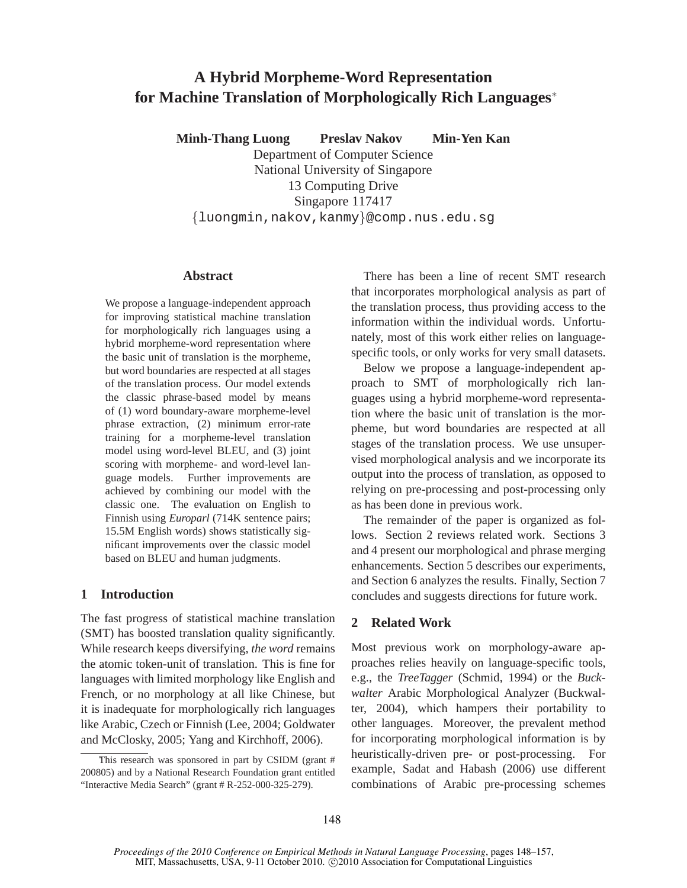# A Hybrid Morpheme-Word Representation for Machine Translation of Morphologically Rich Languages*

**Minh-Thang Luong  Preslav Nakov  Min-Yen Kan**

Department of Computer Science
National University of Singapore
13 Computing Drive
Singapore 117417
{luongmin,nakov,kanmy}@comp.nus.edu.sg

## Abstract

We propose a language-independent approach for improving statistical machine translation for morphologically rich languages using a hybrid morpheme-word representation where the basic unit of translation is the morpheme, but word boundaries are respected at all stages of the translation process. Our model extends the classic phrase-based model by means of (1) word boundary-aware morpheme-level phrase extraction, (2) minimum error-rate training for a morpheme-level translation model using word-level BLEU, and (3) joint scoring with morpheme- and word-level language models. Further improvements are achieved by combining our model with the classic one. The evaluation on English to Finnish using *Europarl* (714K sentence pairs; 15.5M English words) shows statistically significant improvements over the classic model based on BLEU and human judgments.

## 1 Introduction

The fast progress of statistical machine translation (SMT) has boosted translation quality significantly. While research keeps diversifying, *the word* remains the atomic token-unit of translation. This is fine for languages with limited morphology like English and French, or no morphology at all like Chinese, but it is inadequate for morphologically rich languages like Arabic, Czech or Finnish (Lee, 2004; Goldwater and McClosky, 2005; Yang and Kirchhoff, 2006).

There has been a line of recent SMT research that incorporates morphological analysis as part of the translation process, thus providing access to the information within the individual words. Unfortunately, most of this work either relies on language-specific tools, or only works for very small datasets.

Below we propose a language-independent approach to SMT of morphologically rich languages using a hybrid morpheme-word representation where the basic unit of translation is the morpheme, but word boundaries are respected at all stages of the translation process. We use unsupervised morphological analysis and we incorporate its output into the process of translation, as opposed to relying on pre-processing and post-processing only as has been done in previous work.

The remainder of the paper is organized as follows. Section 2 reviews related work. Sections 3 and 4 present our morphological and phrase merging enhancements. Section 5 describes our experiments, and Section 6 analyzes the results. Finally, Section 7 concludes and suggests directions for future work.

## 2 Related Work

Most previous work on morphology-aware approaches relies heavily on language-specific tools, e.g., the *TreeTagger* (Schmid, 1994) or the *Buckwalter* Arabic Morphological Analyzer (Buckwalter, 2004), which hampers their portability to other languages. Moreover, the prevalent method for incorporating morphological information is by heuristically-driven pre- or post-processing. For example, Sadat and Habash (2006) use different combinations of Arabic pre-processing schemes

*This research was sponsored in part by CSIDM (grant # 200805) and by a National Research Foundation grant entitled "Interactive Media Search" (grant # R-252-000-325-279).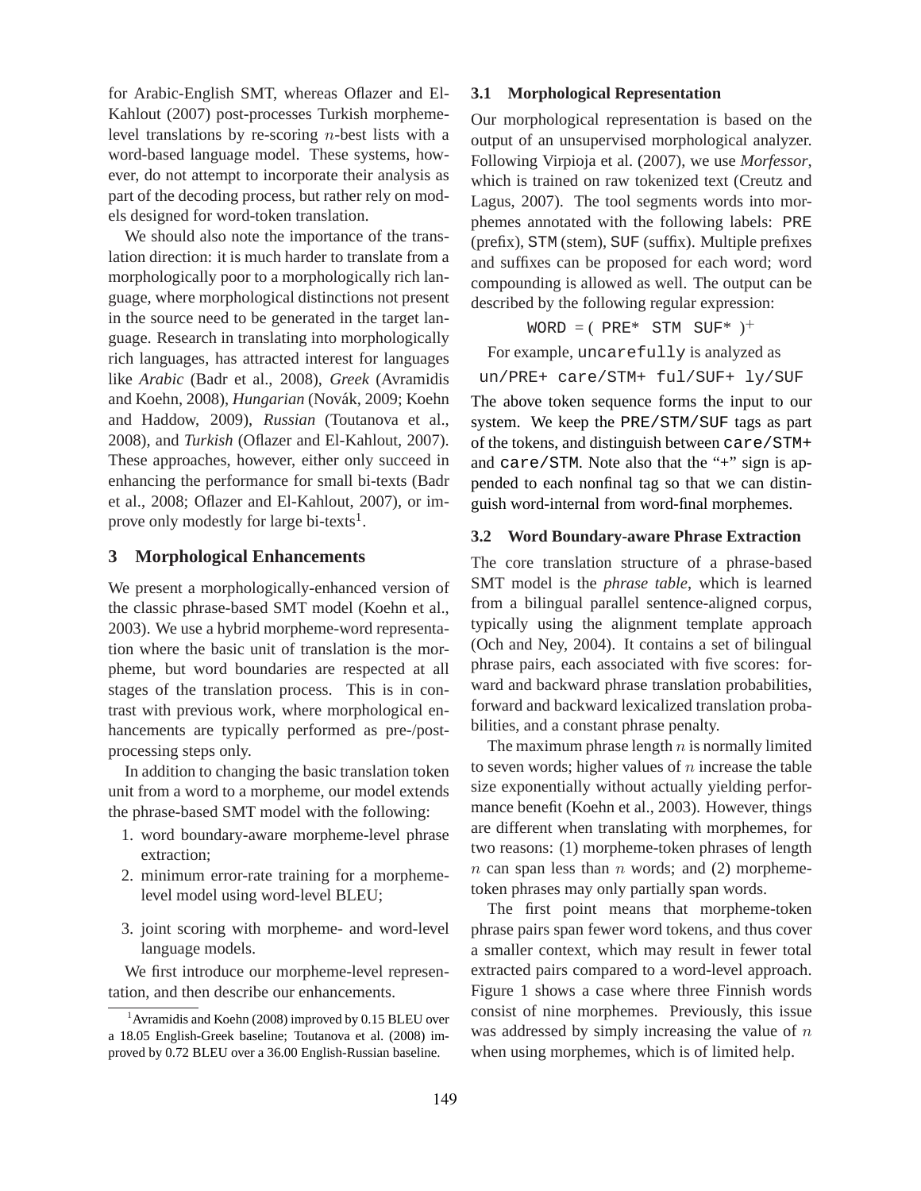for Arabic-English SMT, whereas Oflazer and El-Kahlout (2007) post-processes Turkish morpheme-level translations by re-scoring $n$-best lists with a word-based language model. These systems, however, do not attempt to incorporate their analysis as part of the decoding process, but rather rely on models designed for word-token translation.

We should also note the importance of the translation direction: it is much harder to translate from a morphologically poor to a morphologically rich language, where morphological distinctions not present in the source need to be generated in the target language. Research in translating into morphologically rich languages, has attracted interest for languages like *Arabic* (Badr et al., 2008), *Greek* (Avramidis and Koehn, 2008), *Hungarian* (Novák, 2009; Koehn and Haddow, 2009), *Russian* (Toutanova et al., 2008), and *Turkish* (Oflazer and El-Kahlout, 2007). These approaches, however, either only succeed in enhancing the performance for small bi-texts (Badr et al., 2008; Oflazer and El-Kahlout, 2007), or improve only modestly for large bi-texts[1].

## 3 Morphological Enhancements

We present a morphologically-enhanced version of the classic phrase-based SMT model (Koehn et al., 2003). We use a hybrid morpheme-word representation where the basic unit of translation is the morpheme, but word boundaries are respected at all stages of the translation process. This is in contrast with previous work, where morphological enhancements are typically performed as pre-/post-processing steps only.

In addition to changing the basic translation token unit from a word to a morpheme, our model extends the phrase-based SMT model with the following:

1. word boundary-aware morpheme-level phrase extraction;
2. minimum error-rate training for a morpheme-level model using word-level BLEU;
3. joint scoring with morpheme- and word-level language models.

We first introduce our morpheme-level representation, and then describe our enhancements.

[1] Avramidis and Koehn (2008) improved by 0.15 BLEU over a 18.05 English-Greek baseline; Toutanova et al. (2008) improved by 0.72 BLEU over a 36.00 English-Russian baseline.

### 3.1 Morphological Representation

Our morphological representation is based on the output of an unsupervised morphological analyzer. Following Virpioja et al. (2007), we use *Morfessor*, which is trained on raw tokenized text (Creutz and Lagus, 2007). The tool segments words into morphemes annotated with the following labels: `PRE` (prefix), `STM` (stem), `SUF` (suffix). Multiple prefixes and suffixes can be proposed for each word; word compounding is allowed as well. The output can be described by the following regular expression:

$$\texttt{WORD} = (\ \texttt{PRE* STM SUF*}\ )^{+}$$

For example, `uncarefully` is analyzed as

`un/PRE+ care/STM+ ful/SUF+ ly/SUF`

The above token sequence forms the input to our system. We keep the `PRE/STM/SUF` tags as part of the tokens, and distinguish between `care/STM+` and `care/STM`. Note also that the "+" sign is appended to each nonfinal tag so that we can distinguish word-internal from word-final morphemes.

### 3.2 Word Boundary-aware Phrase Extraction

The core translation structure of a phrase-based SMT model is the *phrase table*, which is learned from a bilingual parallel sentence-aligned corpus, typically using the alignment template approach (Och and Ney, 2004). It contains a set of bilingual phrase pairs, each associated with five scores: forward and backward phrase translation probabilities, forward and backward lexicalized translation probabilities, and a constant phrase penalty.

The maximum phrase length $n$ is normally limited to seven words; higher values of $n$ increase the table size exponentially without actually yielding performance benefit (Koehn et al., 2003). However, things are different when translating with morphemes, for two reasons: (1) morpheme-token phrases of length $n$ can span less than $n$ words; and (2) morpheme-token phrases may only partially span words.

The first point means that morpheme-token phrase pairs span fewer word tokens, and thus cover a smaller context, which may result in fewer total extracted pairs compared to a word-level approach. Figure 1 shows a case where three Finnish words consist of nine morphemes. Previously, this issue was addressed by simply increasing the value of $n$ when using morphemes, which is of limited help.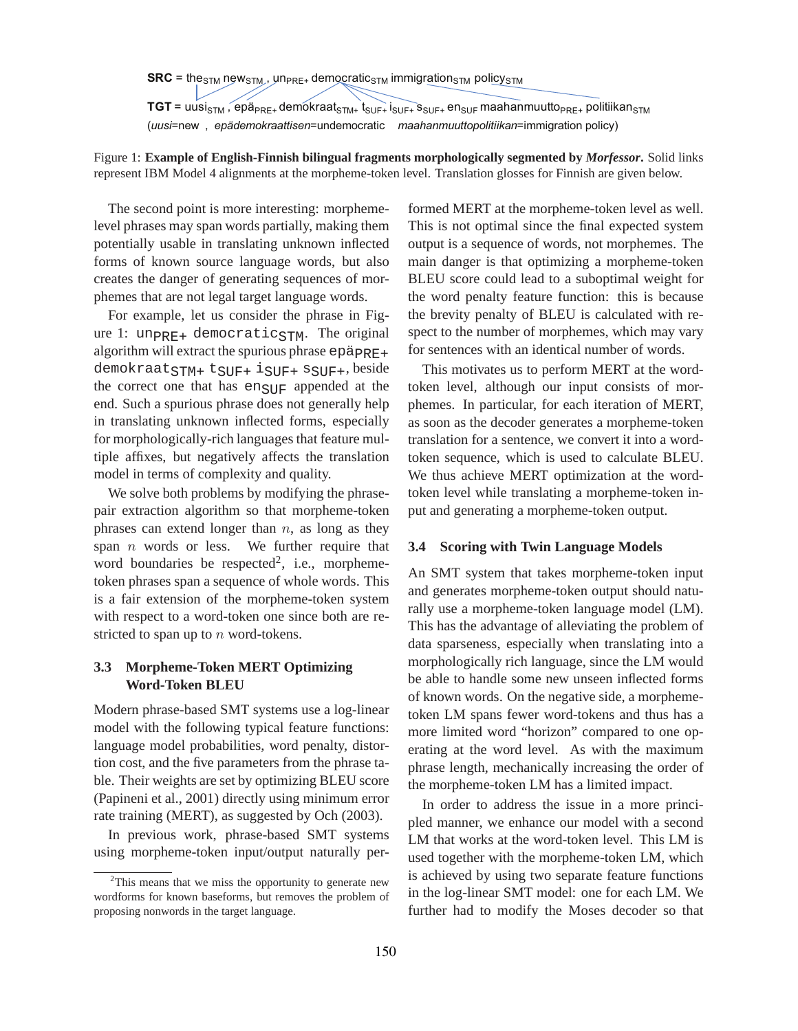**SRC** = the$_{STM}$ new$_{STM}$ , un$_{PRE+}$ democratic$_{STM}$ immigration$_{STM}$ policy$_{STM}$

**TGT** = uusi$_{STM}$ , epä$_{PRE+}$ demokraat$_{STM+}$ t$_{SUF+}$ i$_{SUF+}$ s$_{SUF+}$ en$_{SUF}$ maahanmuutto$_{PRE+}$ politiikan$_{STM}$

(*uusi*=new , *epädemokraattisen*=undemocratic *maahanmuuttopolitiikan*=immigration policy)

Figure 1: **Example of English-Finnish bilingual fragments morphologically segmented by *Morfessor*.** Solid links represent IBM Model 4 alignments at the morpheme-token level. Translation glosses for Finnish are given below.

The second point is more interesting: morpheme-level phrases may span words partially, making them potentially usable in translating unknown inflected forms of known source language words, but also creates the danger of generating sequences of morphemes that are not legal target language words.

For example, let us consider the phrase in Figure 1: un$_{PRE+}$ democratic$_{STM}$. The original algorithm will extract the spurious phrase epä$_{PRE+}$ demokraat$_{STM+}$ t$_{SUF+}$ i$_{SUF+}$ s$_{SUF+}$, beside the correct one that has en$_{SUF}$ appended at the end. Such a spurious phrase does not generally help in translating unknown inflected forms, especially for morphologically-rich languages that feature multiple affixes, but negatively affects the translation model in terms of complexity and quality.

We solve both problems by modifying the phrase-pair extraction algorithm so that morpheme-token phrases can extend longer than $n$, as long as they span $n$ words or less. We further require that word boundaries be respected[2], i.e., morpheme-token phrases span a sequence of whole words. This is a fair extension of the morpheme-token system with respect to a word-token one since both are restricted to span up to $n$ word-tokens.

### 3.3 Morpheme-Token MERT Optimizing Word-Token BLEU

Modern phrase-based SMT systems use a log-linear model with the following typical feature functions: language model probabilities, word penalty, distortion cost, and the five parameters from the phrase table. Their weights are set by optimizing BLEU score (Papineni et al., 2001) directly using minimum error rate training (MERT), as suggested by Och (2003).

In previous work, phrase-based SMT systems using morpheme-token input/output naturally performed MERT at the morpheme-token level as well. This is not optimal since the final expected system output is a sequence of words, not morphemes. The main danger is that optimizing a morpheme-token BLEU score could lead to a suboptimal weight for the word penalty feature function: this is because the brevity penalty of BLEU is calculated with respect to the number of morphemes, which may vary for sentences with an identical number of words.

This motivates us to perform MERT at the word-token level, although our input consists of morphemes. In particular, for each iteration of MERT, as soon as the decoder generates a morpheme-token translation for a sentence, we convert it into a word-token sequence, which is used to calculate BLEU. We thus achieve MERT optimization at the word-token level while translating a morpheme-token input and generating a morpheme-token output.

### 3.4 Scoring with Twin Language Models

An SMT system that takes morpheme-token input and generates morpheme-token output should naturally use a morpheme-token language model (LM). This has the advantage of alleviating the problem of data sparseness, especially when translating into a morphologically rich language, since the LM would be able to handle some new unseen inflected forms of known words. On the negative side, a morpheme-token LM spans fewer word-tokens and thus has a more limited word "horizon" compared to one operating at the word level. As with the maximum phrase length, mechanically increasing the order of the morpheme-token LM has a limited impact.

In order to address the issue in a more principled manner, we enhance our model with a second LM that works at the word-token level. This LM is used together with the morpheme-token LM, which is achieved by using two separate feature functions in the log-linear SMT model: one for each LM. We further had to modify the Moses decoder so that

[2] This means that we miss the opportunity to generate new wordforms for known baseforms, but removes the problem of proposing nonwords in the target language.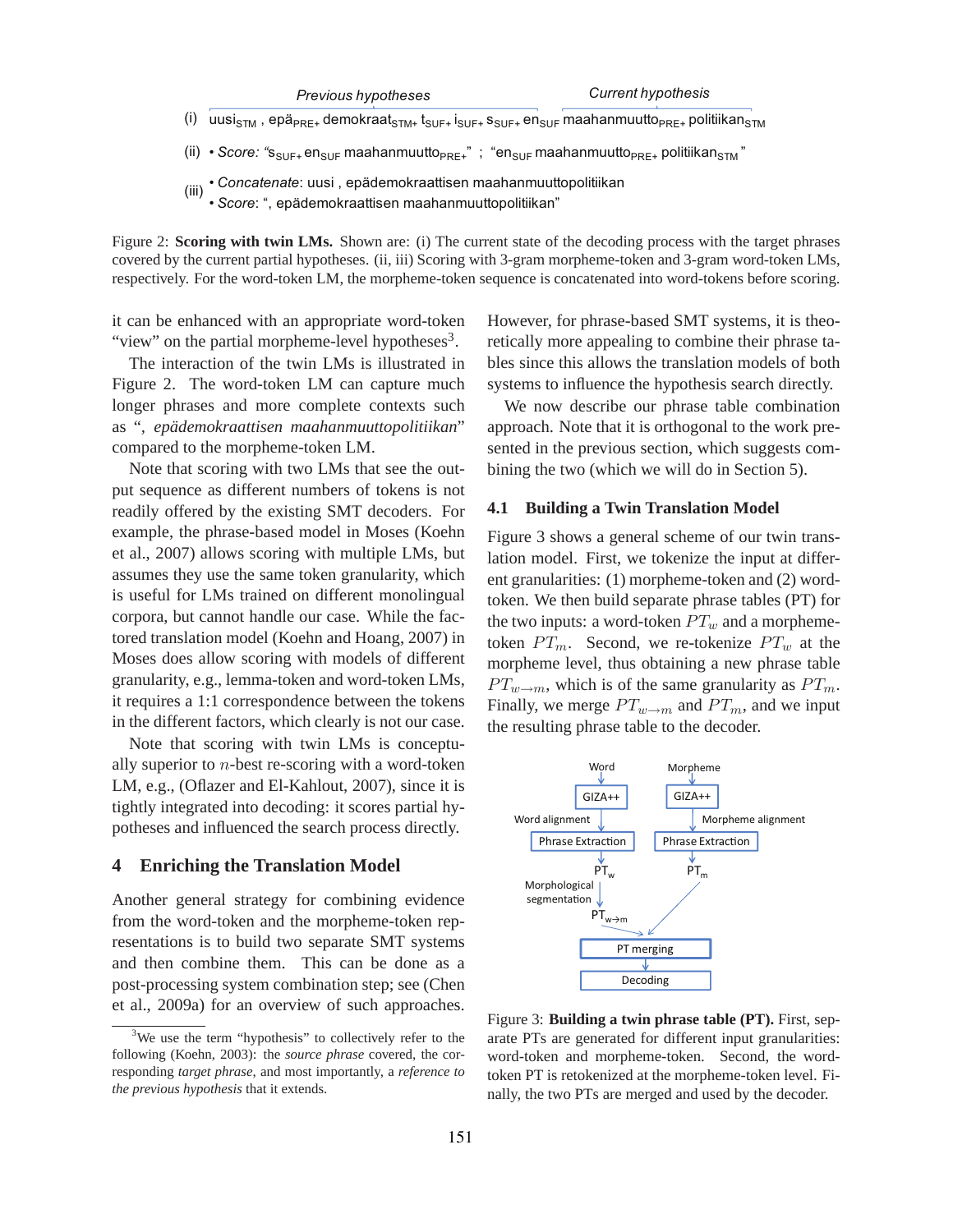Previous hypotheses — Current hypothesis

(i) uusi$_{STM}$ , epä$_{PRE+}$ demokraat$_{STM+}$ t$_{SUF+}$ i$_{SUF+}$ s$_{SUF+}$ en$_{SUF}$ maahanmuutto$_{PRE+}$ politiikan$_{STM}$

(ii) • *Score:* "s$_{SUF+}$ en$_{SUF}$ maahanmuutto$_{PRE+}$" ; "en$_{SUF}$ maahanmuutto$_{PRE+}$ politiikan$_{STM}$"

(iii) • *Concatenate*: uusi , epädemokraattisen maahanmuuttopolitiikan
• *Score*: ", epädemokraattisen maahanmuuttopolitiikan"

Figure 2: **Scoring with twin LMs.** Shown are: (i) The current state of the decoding process with the target phrases covered by the current partial hypotheses. (ii, iii) Scoring with 3-gram morpheme-token and 3-gram word-token LMs, respectively. For the word-token LM, the morpheme-token sequence is concatenated into word-tokens before scoring.

it can be enhanced with an appropriate word-token "view" on the partial morpheme-level hypotheses[3].

The interaction of the twin LMs is illustrated in Figure 2. The word-token LM can capture much longer phrases and more complete contexts such as "*, epädemokraattisen maahanmuuttopolitiikan*" compared to the morpheme-token LM.

Note that scoring with two LMs that see the output sequence as different numbers of tokens is not readily offered by the existing SMT decoders. For example, the phrase-based model in Moses (Koehn et al., 2007) allows scoring with multiple LMs, but assumes they use the same token granularity, which is useful for LMs trained on different monolingual corpora, but cannot handle our case. While the factored translation model (Koehn and Hoang, 2007) in Moses does allow scoring with models of different granularity, e.g., lemma-token and word-token LMs, it requires a 1:1 correspondence between the tokens in the different factors, which clearly is not our case.

Note that scoring with twin LMs is conceptually superior to $n$-best re-scoring with a word-token LM, e.g., (Oflazer and El-Kahlout, 2007), since it is tightly integrated into decoding: it scores partial hypotheses and influenced the search process directly.

## 4 Enriching the Translation Model

Another general strategy for combining evidence from the word-token and the morpheme-token representations is to build two separate SMT systems and then combine them. This can be done as a post-processing system combination step; see (Chen et al., 2009a) for an overview of such approaches. However, for phrase-based SMT systems, it is theoretically more appealing to combine their phrase tables since this allows the translation models of both systems to influence the hypothesis search directly.

We now describe our phrase table combination approach. Note that it is orthogonal to the work presented in the previous section, which suggests combining the two (which we will do in Section 5).

### 4.1 Building a Twin Translation Model

Figure 3 shows a general scheme of our twin translation model. First, we tokenize the input at different granularities: (1) morpheme-token and (2) word-token. We then build separate phrase tables (PT) for the two inputs: a word-token $PT_w$ and a morpheme-token $PT_m$. Second, we re-tokenize $PT_w$ at the morpheme level, thus obtaining a new phrase table $PT_{w\rightarrow m}$, which is of the same granularity as $PT_m$. Finally, we merge $PT_{w\rightarrow m}$ and $PT_m$, and we input the resulting phrase table to the decoder.

Figure 3: **Building a twin phrase table (PT).** First, separate PTs are generated for different input granularities: word-token and morpheme-token. Second, the word-token PT is retokenized at the morpheme-token level. Finally, the two PTs are merged and used by the decoder.

[3] We use the term "hypothesis" to collectively refer to the following (Koehn, 2003): the *source phrase* covered, the corresponding *target phrase*, and most importantly, a *reference to the previous hypothesis* that it extends.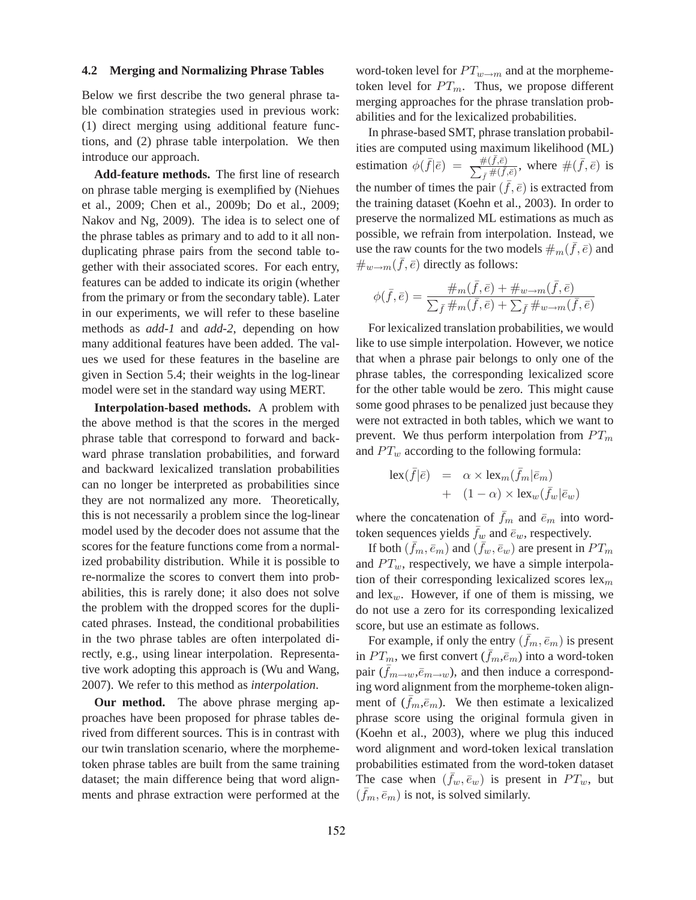### 4.2 Merging and Normalizing Phrase Tables

Below we first describe the two general phrase table combination strategies used in previous work: (1) direct merging using additional feature functions, and (2) phrase table interpolation. We then introduce our approach.

**Add-feature methods.** The first line of research on phrase table merging is exemplified by (Niehues et al., 2009; Chen et al., 2009b; Do et al., 2009; Nakov and Ng, 2009). The idea is to select one of the phrase tables as primary and to add to it all non-duplicating phrase pairs from the second table together with their associated scores. For each entry, features can be added to indicate its origin (whether from the primary or from the secondary table). Later in our experiments, we will refer to these baseline methods as *add-1* and *add-2*, depending on how many additional features have been added. The values we used for these features in the baseline are given in Section 5.4; their weights in the log-linear model were set in the standard way using MERT.

**Interpolation-based methods.** A problem with the above method is that the scores in the merged phrase table that correspond to forward and backward phrase translation probabilities, and forward and backward lexicalized translation probabilities can no longer be interpreted as probabilities since they are not normalized any more. Theoretically, this is not necessarily a problem since the log-linear model used by the decoder does not assume that the scores for the feature functions come from a normalized probability distribution. While it is possible to re-normalize the scores to convert them into probabilities, this is rarely done; it also does not solve the problem with the dropped scores for the duplicated phrases. Instead, the conditional probabilities in the two phrase tables are often interpolated directly, e.g., using linear interpolation. Representative work adopting this approach is (Wu and Wang, 2007). We refer to this method as *interpolation*.

**Our method.** The above phrase merging approaches have been proposed for phrase tables derived from different sources. This is in contrast with our twin translation scenario, where the morpheme-token phrase tables are built from the same training dataset; the main difference being that word alignments and phrase extraction were performed at the word-token level for $PT_{w \to m}$ and at the morpheme-token level for $PT_m$. Thus, we propose different merging approaches for the phrase translation probabilities and for the lexicalized probabilities.

In phrase-based SMT, phrase translation probabilities are computed using maximum likelihood (ML) estimation $\phi(\bar{f}|\bar{e}) = \frac{\#(\bar{f},\bar{e})}{\sum_{\bar{f}} \#(\bar{f},\bar{e})}$, where $\#(\bar{f},\bar{e})$ is the number of times the pair $(\bar{f},\bar{e})$ is extracted from the training dataset (Koehn et al., 2003). In order to preserve the normalized ML estimations as much as possible, we refrain from interpolation. Instead, we use the raw counts for the two models $\#_m(\bar{f},\bar{e})$ and $\#_{w \to m}(\bar{f},\bar{e})$ directly as follows:

$$\phi(\bar{f},\bar{e}) = \frac{\#_m(\bar{f},\bar{e}) + \#_{w \to m}(\bar{f},\bar{e})}{\sum_{\bar{f}} \#_m(\bar{f},\bar{e}) + \sum_{\bar{f}} \#_{w \to m}(\bar{f},\bar{e})}$$

For lexicalized translation probabilities, we would like to use simple interpolation. However, we notice that when a phrase pair belongs to only one of the phrase tables, the corresponding lexicalized score for the other table would be zero. This might cause some good phrases to be penalized just because they were not extracted in both tables, which we want to prevent. We thus perform interpolation from $PT_m$ and $PT_w$ according to the following formula:

$$\begin{aligned} \text{lex}(\bar{f}|\bar{e}) &= \alpha \times \text{lex}_m(\bar{f}_m|\bar{e}_m) \\ &+ (1-\alpha) \times \text{lex}_w(\bar{f}_w|\bar{e}_w) \end{aligned}$$

where the concatenation of $\bar{f}_m$ and $\bar{e}_m$ into word-token sequences yields $\bar{f}_w$ and $\bar{e}_w$, respectively.

If both $(\bar{f}_m, \bar{e}_m)$ and $(\bar{f}_w, \bar{e}_w)$ are present in $PT_m$ and $PT_w$, respectively, we have a simple interpolation of their corresponding lexicalized scores $\text{lex}_m$ and $\text{lex}_w$. However, if one of them is missing, we do not use a zero for its corresponding lexicalized score, but use an estimate as follows.

For example, if only the entry $(\bar{f}_m, \bar{e}_m)$ is present in $PT_m$, we first convert $(\bar{f}_m,\bar{e}_m)$ into a word-token pair $(\bar{f}_{m \to w},\bar{e}_{m \to w})$, and then induce a corresponding word alignment from the morpheme-token alignment of $(\bar{f}_m,\bar{e}_m)$. We then estimate a lexicalized phrase score using the original formula given in (Koehn et al., 2003), where we plug this induced word alignment and word-token lexical translation probabilities estimated from the word-token dataset The case when $(\bar{f}_w, \bar{e}_w)$ is present in $PT_w$, but $(\bar{f}_m, \bar{e}_m)$ is not, is solved similarly.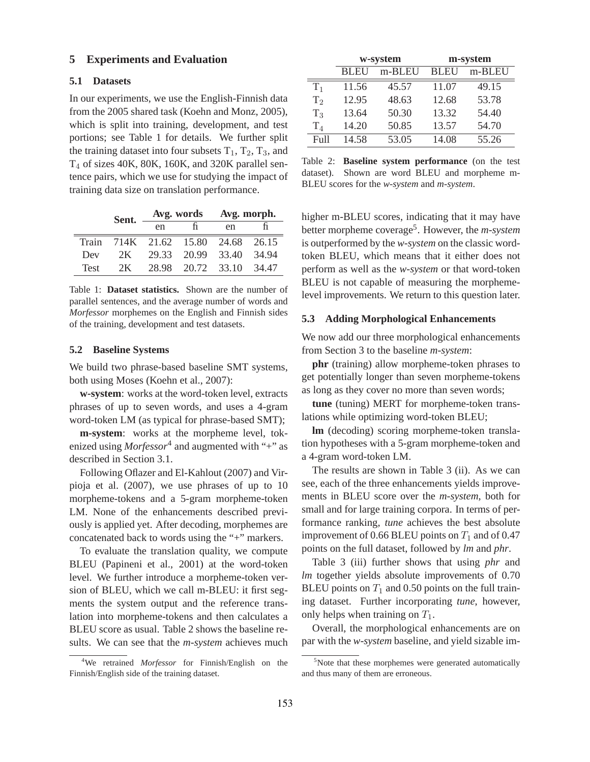## 5 Experiments and Evaluation

### 5.1 Datasets

In our experiments, we use the English-Finnish data from the 2005 shared task (Koehn and Monz, 2005), which is split into training, development, and test portions; see Table 1 for details. We further split the training dataset into four subsets $T_1$, $T_2$, $T_3$, and $T_4$ of sizes 40K, 80K, 160K, and 320K parallel sentence pairs, which we use for studying the impact of training data size on translation performance.

| | Sent. | Avg. words | | Avg. morph. | |
|---|---|---|---|---|---|
| | | en | fi | en | fi |
| Train | 714K | 21.62 | 15.80 | 24.68 | 26.15 |
| Dev | 2K | 29.33 | 20.99 | 33.40 | 34.94 |
| Test | 2K | 28.98 | 20.72 | 33.10 | 34.47 |

Table 1: **Dataset statistics.** Shown are the number of parallel sentences, and the average number of words and *Morfessor* morphemes on the English and Finnish sides of the training, development and test datasets.

### 5.2 Baseline Systems

We build two phrase-based baseline SMT systems, both using Moses (Koehn et al., 2007):

**w-system**: works at the word-token level, extracts phrases of up to seven words, and uses a 4-gram word-token LM (as typical for phrase-based SMT);

**m-system**: works at the morpheme level, tokenized using *Morfessor*[4] and augmented with "+" as described in Section 3.1.

Following Oflazer and El-Kahlout (2007) and Virpioja et al. (2007), we use phrases of up to 10 morpheme-tokens and a 5-gram morpheme-token LM. None of the enhancements described previously is applied yet. After decoding, morphemes are concatenated back to words using the "+" markers.

To evaluate the translation quality, we compute BLEU (Papineni et al., 2001) at the word-token level. We further introduce a morpheme-token version of BLEU, which we call m-BLEU: it first segments the system output and the reference translation into morpheme-tokens and then calculates a BLEU score as usual. Table 2 shows the baseline results. We can see that the *m-system* achieves much higher m-BLEU scores, indicating that it may have better morpheme coverage[5]. However, the *m-system* is outperformed by the *w-system* on the classic word-token BLEU, which means that it either does not perform as well as the *w-system* or that word-token BLEU is not capable of measuring the morpheme-level improvements. We return to this question later.

| | w-system | | m-system | |
|---|---|---|---|---|
| | BLEU | m-BLEU | BLEU | m-BLEU |
| $T_1$ | 11.56 | 45.57 | 11.07 | 49.15 |
| $T_2$ | 12.95 | 48.63 | 12.68 | 53.78 |
| $T_3$ | 13.64 | 50.30 | 13.32 | 54.40 |
| $T_4$ | 14.20 | 50.85 | 13.57 | 54.70 |
| Full | 14.58 | 53.05 | 14.08 | 55.26 |

Table 2: **Baseline system performance** (on the test dataset). Shown are word BLEU and morpheme m-BLEU scores for the *w-system* and *m-system*.

### 5.3 Adding Morphological Enhancements

We now add our three morphological enhancements from Section 3 to the baseline *m-system*:

**phr** (training) allow morpheme-token phrases to get potentially longer than seven morpheme-tokens as long as they cover no more than seven words;

**tune** (tuning) MERT for morpheme-token translations while optimizing word-token BLEU;

**lm** (decoding) scoring morpheme-token translation hypotheses with a 5-gram morpheme-token and a 4-gram word-token LM.

The results are shown in Table 3 (ii). As we can see, each of the three enhancements yields improvements in BLEU score over the *m-system*, both for small and for large training corpora. In terms of performance ranking, *tune* achieves the best absolute improvement of 0.66 BLEU points on $T_1$ and of 0.47 points on the full dataset, followed by *lm* and *phr*.

Table 3 (iii) further shows that using *phr* and *lm* together yields absolute improvements of 0.70 BLEU points on $T_1$ and 0.50 points on the full training dataset. Further incorporating *tune*, however, only helps when training on $T_1$.

Overall, the morphological enhancements are on par with the *w-system* baseline, and yield sizable im-

[4] We retrained *Morfessor* for Finnish/English on the Finnish/English side of the training dataset.

[5] Note that these morphemes were generated automatically and thus many of them are erroneous.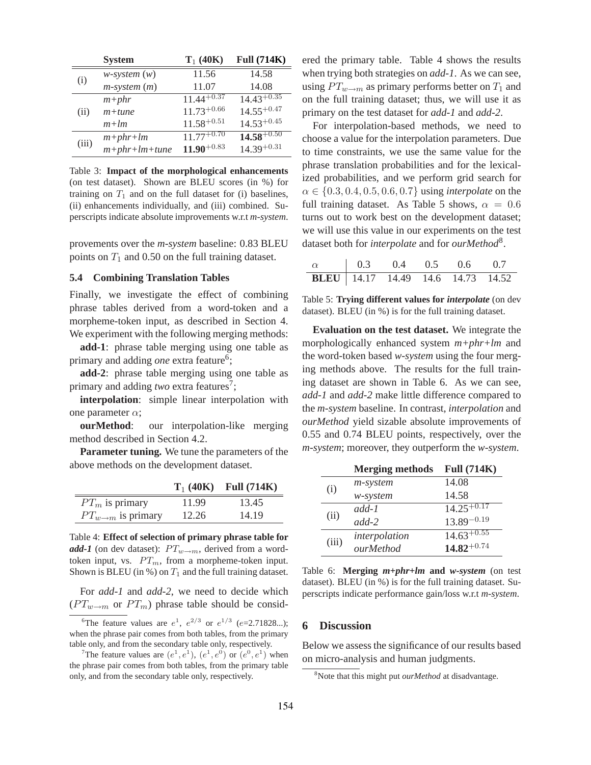| | System | $T_1$ (40K) | Full (714K) |
|---|---|---|---|
| (i) | *w-system* (*w*) | 11.56 | 14.58 |
| | *m-system* (*m*) | 11.07 | 14.08 |
| (ii) | *m+phr* | $11.44^{+0.37}$ | $14.43^{+0.35}$ |
| | *m+tune* | $11.73^{+0.66}$ | $14.55^{+0.47}$ |
| | *m+lm* | $11.58^{+0.51}$ | $14.53^{+0.45}$ |
| (iii) | *m+phr+lm* | $11.77^{+0.70}$ | $\mathbf{14.58}^{+0.50}$ |
| | *m+phr+lm+tune* | $\mathbf{11.90}^{+0.83}$ | $14.39^{+0.31}$ |

Table 3: **Impact of the morphological enhancements** (on test dataset). Shown are BLEU scores (in %) for training on $T_1$ and on the full dataset for (i) baselines, (ii) enhancements individually, and (iii) combined. Superscripts indicate absolute improvements w.r.t *m-system*.

provements over the *m-system* baseline: 0.83 BLEU points on $T_1$ and 0.50 on the full training dataset.

### 5.4 Combining Translation Tables

Finally, we investigate the effect of combining phrase tables derived from a word-token and a morpheme-token input, as described in Section 4. We experiment with the following merging methods:

**add-1**: phrase table merging using one table as primary and adding *one* extra feature[6];

**add-2**: phrase table merging using one table as primary and adding *two* extra features[7];

**interpolation**: simple linear interpolation with one parameter $\alpha$;

**ourMethod**: our interpolation-like merging method described in Section 4.2.

**Parameter tuning.** We tune the parameters of the above methods on the development dataset.

| | $T_1$ (40K) | Full (714K) |
|---|---|---|
| $PT_m$ is primary | 11.99 | 13.45 |
| $PT_{w\rightarrow m}$ is primary | 12.26 | 14.19 |

Table 4: **Effect of selection of primary phrase table for** ***add-1*** (on dev dataset): $PT_{w\rightarrow m}$, derived from a word-token input, vs. $PT_m$, from a morpheme-token input. Shown is BLEU (in %) on $T_1$ and the full training dataset.

For *add-1* and *add-2*, we need to decide which ($PT_{w\rightarrow m}$ or $PT_m$) phrase table should be considered the primary table. Table 4 shows the results when trying both strategies on *add-1*. As we can see, using $PT_{w\rightarrow m}$ as primary performs better on $T_1$ and on the full training dataset; thus, we will use it as primary on the test dataset for *add-1* and *add-2*.

For interpolation-based methods, we need to choose a value for the interpolation parameters. Due to time constraints, we use the same value for the phrase translation probabilities and for the lexicalized probabilities, and we perform grid search for $\alpha \in \{0.3, 0.4, 0.5, 0.6, 0.7\}$ using *interpolate* on the full training dataset. As Table 5 shows, $\alpha = 0.6$ turns out to work best on the development dataset; we will use this value in our experiments on the test dataset both for *interpolate* and for *ourMethod*[8].

| $\alpha$ | 0.3 | 0.4 | 0.5 | 0.6 | 0.7 |
|---|---|---|---|---|---|
| **BLEU** | 14.17 | 14.49 | 14.6 | 14.73 | 14.52 |

Table 5: **Trying different values for** ***interpolate*** (on dev dataset). BLEU (in %) is for the full training dataset.

**Evaluation on the test dataset.** We integrate the morphologically enhanced system *m+phr+lm* and the word-token based *w-system* using the four merging methods above. The results for the full training dataset are shown in Table 6. As we can see, *add-1* and *add-2* make little difference compared to the *m-system* baseline. In contrast, *interpolation* and *ourMethod* yield sizable absolute improvements of 0.55 and 0.74 BLEU points, respectively, over the *m-system*; moreover, they outperform the *w-system*.

| | Merging methods | Full (714K) |
|---|---|---|
| (i) | *m-system* | 14.08 |
| | *w-system* | 14.58 |
| (ii) | *add-1* | $14.25^{+0.17}$ |
| | *add-2* | $13.89^{-0.19}$ |
| (iii) | *interpolation* | $14.63^{+0.55}$ |
| | *ourMethod* | $\mathbf{14.82}^{+0.74}$ |

Table 6: **Merging** ***m+phr+lm*** **and** ***w-system*** (on test dataset). BLEU (in %) is for the full training dataset. Superscripts indicate performance gain/loss w.r.t *m-system*.

## 6 Discussion

Below we assess the significance of our results based on micro-analysis and human judgments.

[6]The feature values are $e^1$, $e^{2/3}$ or $e^{1/3}$ ($e$=2.71828...); when the phrase pair comes from both tables, from the primary table only, and from the secondary table only, respectively.

[7]The feature values are $(e^1, e^1)$, $(e^1, e^0)$ or $(e^0, e^1)$ when the phrase pair comes from both tables, from the primary table only, and from the secondary table only, respectively.

[8]Note that this might put *ourMethod* at disadvantage.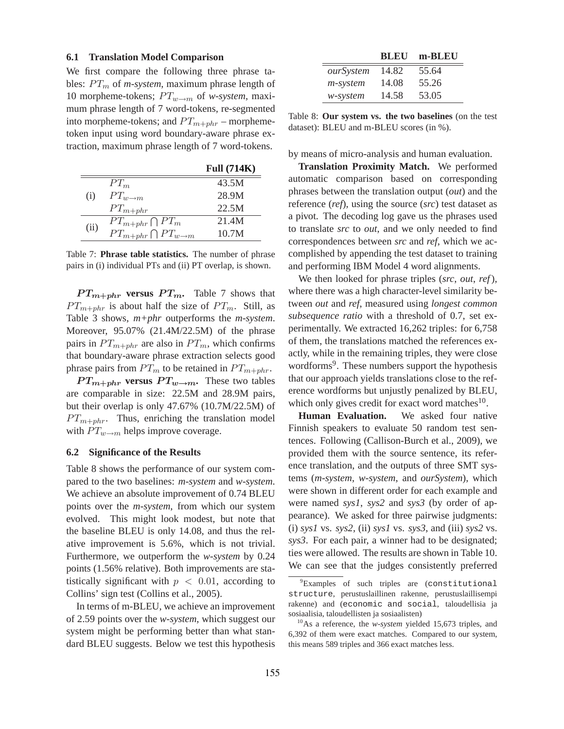### 6.1 Translation Model Comparison

We first compare the following three phrase tables: $PT_m$ of *m-system*, maximum phrase length of 10 morpheme-tokens; $PT_{w\rightarrow m}$ of *w-system*, maximum phrase length of 7 word-tokens, re-segmented into morpheme-tokens; and $PT_{m+phr}$ – morpheme-token input using word boundary-aware phrase extraction, maximum phrase length of 7 word-tokens.

| | | **Full (714K)** |
|---|---|---|
| (i) | $PT_m$ | 43.5M |
| | $PT_{w\rightarrow m}$ | 28.9M |
| | $PT_{m+phr}$ | 22.5M |
| (ii) | $PT_{m+phr} \bigcap PT_m$ | 21.4M |
| | $PT_{m+phr} \bigcap PT_{w\rightarrow m}$ | 10.7M |

Table 7: **Phrase table statistics.** The number of phrase pairs in (i) individual PTs and (ii) PT overlap, is shown.

$\boldsymbol{PT_{m+phr}}$ **versus** $\boldsymbol{PT_m}$**.** Table 7 shows that $PT_{m+phr}$ is about half the size of $PT_m$. Still, as Table 3 shows, *m+phr* outperforms the *m-system*. Moreover, 95.07% (21.4M/22.5M) of the phrase pairs in $PT_{m+phr}$ are also in $PT_m$, which confirms that boundary-aware phrase extraction selects good phrase pairs from $PT_m$ to be retained in $PT_{m+phr}$.

$\boldsymbol{PT_{m+phr}}$ **versus** $\boldsymbol{PT_{w\rightarrow m}}$**.** These two tables are comparable in size: 22.5M and 28.9M pairs, but their overlap is only 47.67% (10.7M/22.5M) of $PT_{m+phr}$. Thus, enriching the translation model with $PT_{w\rightarrow m}$ helps improve coverage.

### 6.2 Significance of the Results

Table 8 shows the performance of our system compared to the two baselines: *m-system* and *w-system*. We achieve an absolute improvement of 0.74 BLEU points over the *m-system*, from which our system evolved. This might look modest, but note that the baseline BLEU is only 14.08, and thus the relative improvement is 5.6%, which is not trivial. Furthermore, we outperform the *w-system* by 0.24 points (1.56% relative). Both improvements are statistically significant with $p < 0.01$, according to Collins' sign test (Collins et al., 2005).

In terms of m-BLEU, we achieve an improvement of 2.59 points over the *w-system*, which suggest our system might be performing better than what standard BLEU suggests. Below we test this hypothesis by means of micro-analysis and human evaluation.

| | **BLEU** | **m-BLEU** |
|---|---|---|
| *ourSystem* | 14.82 | 55.64 |
| *m-system* | 14.08 | 55.26 |
| *w-system* | 14.58 | 53.05 |

Table 8: **Our system vs. the two baselines** (on the test dataset): BLEU and m-BLEU scores (in %).

**Translation Proximity Match.** We performed automatic comparison based on corresponding phrases between the translation output (*out*) and the reference (*ref*), using the source (*src*) test dataset as a pivot. The decoding log gave us the phrases used to translate *src* to *out*, and we only needed to find correspondences between *src* and *ref*, which we accomplished by appending the test dataset to training and performing IBM Model 4 word alignments.

We then looked for phrase triples (*src*, *out*, *ref*), where there was a high character-level similarity between *out* and *ref*, measured using *longest common subsequence ratio* with a threshold of 0.7, set experimentally. We extracted 16,262 triples: for 6,758 of them, the translations matched the references exactly, while in the remaining triples, they were close wordforms[9]. These numbers support the hypothesis that our approach yields translations close to the reference wordforms but unjustly penalized by BLEU, which only gives credit for exact word matches[10].

**Human Evaluation.** We asked four native Finnish speakers to evaluate 50 random test sentences. Following (Callison-Burch et al., 2009), we provided them with the source sentence, its reference translation, and the outputs of three SMT systems (*m-system*, *w-system*, and *ourSystem*), which were shown in different order for each example and were named *sys1*, *sys2* and *sys3* (by order of appearance). We asked for three pairwise judgments: (i) *sys1* vs. *sys2*, (ii) *sys1* vs. *sys3*, and (iii) *sys2* vs. *sys3*. For each pair, a winner had to be designated; ties were allowed. The results are shown in Table 10. We can see that the judges consistently preferred

[9] Examples of such triples are (`constitutional structure`, perustuslaillinen rakenne, perustuslaillisempi rakenne) and (`economic and social`, taloudellisia ja sosiaalisia, taloudellisten ja sosiaalisten)

[10] As a reference, the *w-system* yielded 15,673 triples, and 6,392 of them were exact matches. Compared to our system, this means 589 triples and 366 exact matches less.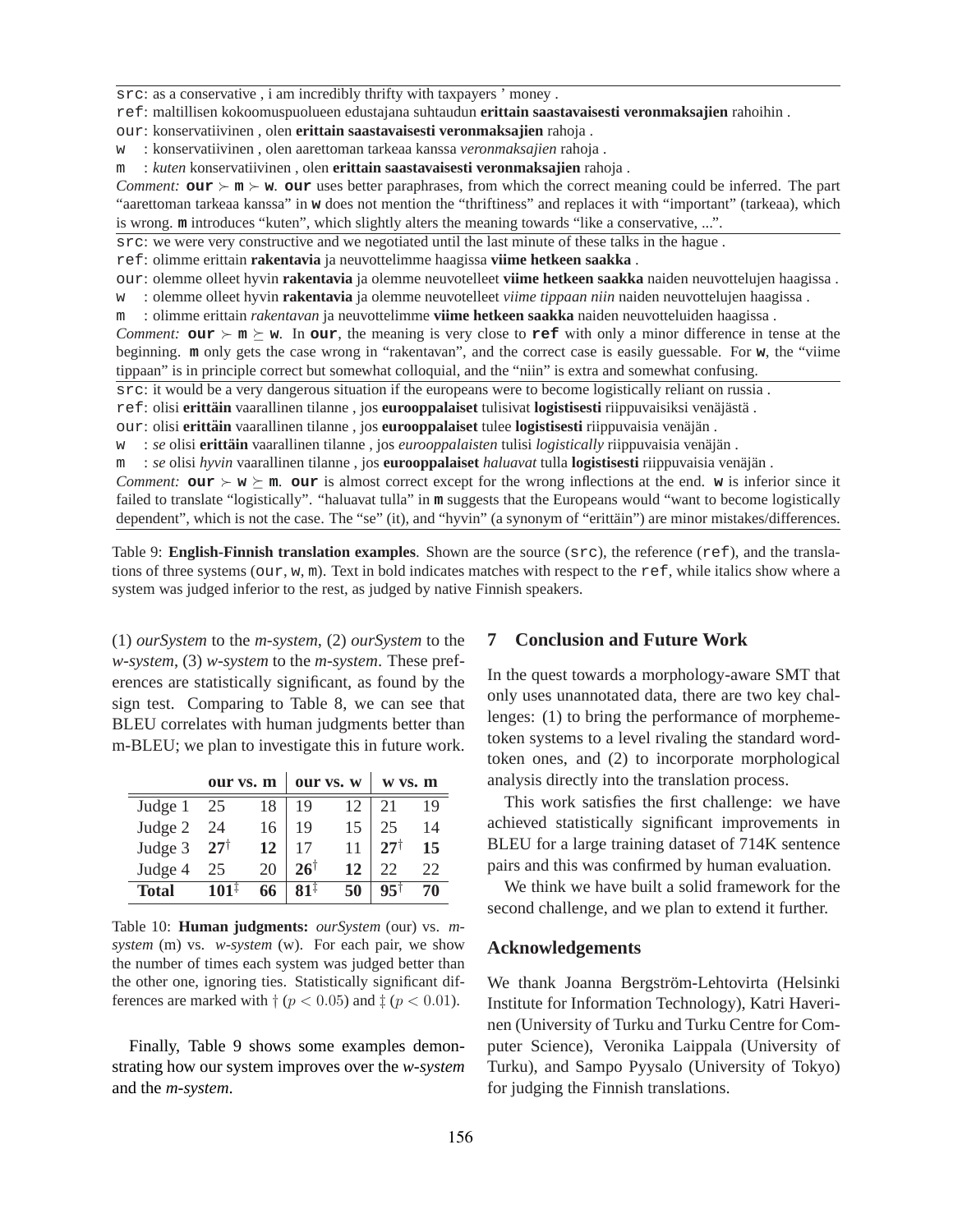src: as a conservative , i am incredibly thrifty with taxpayers ' money .
ref: maltillisen kokoomuspuolueen edustajana suhtaudun **erittain saastavaisesti veronmaksajien** rahoihin .
our: konservatiivinen , olen **erittain saastavaisesti veronmaksajien** rahoja .
w : konservatiivinen , olen aarettoman tarkeaa kanssa *veronmaksajien* rahoja .
m : *kuten* konservatiivinen , olen **erittain saastavaisesti veronmaksajien** rahoja .
*Comment:* **our** ≻ **m** ≻ **w**. **our** uses better paraphrases, from which the correct meaning could be inferred. The part "aarettoman tarkeaa kanssa" in **w** does not mention the "thriftiness" and replaces it with "important" (tarkeaa), which is wrong. **m** introduces "kuten", which slightly alters the meaning towards "like a conservative, ...".

src: we were very constructive and we negotiated until the last minute of these talks in the hague .
ref: olimme erittain **rakentavia** ja neuvottelimme haagissa **viime hetkeen saakka** .
our: olemme olleet hyvin **rakentavia** ja olemme neuvotelleet **viime hetkeen saakka** naiden neuvottelujen haagissa .
w : olemme olleet hyvin **rakentavia** ja olemme neuvotelleet *viime tippaan niin* naiden neuvottelujen haagissa .
m : olimme erittain *rakentavan* ja neuvottelimme **viime hetkeen saakka** naiden neuvotteluiden haagissa .
*Comment:* **our** ≻ **m** ⪰ **w**. In **our**, the meaning is very close to **ref** with only a minor difference in tense at the beginning. **m** only gets the case wrong in "rakentavan", and the correct case is easily guessable. For **w**, the "viime tippaan" is in principle correct but somewhat colloquial, and the "niin" is extra and somewhat confusing.

src: it would be a very dangerous situation if the europeans were to become logistically reliant on russia .
ref: olisi **erittäin** vaarallinen tilanne , jos **eurooppalaiset** tulisivat **logistisesti** riippuvaisiksi venäjästä .
our: olisi **erittäin** vaarallinen tilanne , jos **eurooppalaiset** tulee **logistisesti** riippuvaisia venäjän .
w : *se* olisi **erittäin** vaarallinen tilanne , jos *eurooppalaisten* tulisi *logistically* riippuvaisia venäjän .
m : *se* olisi *hyvin* vaarallinen tilanne , jos **eurooppalaiset** *haluavat* tulla **logistisesti** riippuvaisia venäjän .
*Comment:* **our** ≻ **w** ⪰ **m**. **our** is almost correct except for the wrong inflections at the end. **w** is inferior since it failed to translate "logistically". "haluavat tulla" in **m** suggests that the Europeans would "want to become logistically dependent", which is not the case. The "se" (it), and "hyvin" (a synonym of "erittäin") are minor mistakes/differences.

Table 9: **English-Finnish translation examples**. Shown are the source (src), the reference (ref), and the translations of three systems (our, w, m). Text in bold indicates matches with respect to the ref, while italics show where a system was judged inferior to the rest, as judged by native Finnish speakers.

(1) *ourSystem* to the *m-system*, (2) *ourSystem* to the *w-system*, (3) *w-system* to the *m-system*. These preferences are statistically significant, as found by the sign test. Comparing to Table 8, we can see that BLEU correlates with human judgments better than m-BLEU; we plan to investigate this in future work.

| | our vs. m | | our vs. w | | w vs. m | |
|---|---|---|---|---|---|---|
| Judge 1 | 25 | 18 | 19 | 12 | 21 | 19 |
| Judge 2 | 24 | 16 | 19 | 15 | 25 | 14 |
| Judge 3 | **27**† | **12** | 17 | 11 | **27**† | **15** |
| Judge 4 | 25 | 20 | **26**† | **12** | 22 | 22 |
| **Total** | **101**‡ | **66** | **81**‡ | **50** | **95**† | **70** |

Table 10: **Human judgments:** *ourSystem* (our) vs. *m-system* (m) vs. *w-system* (w). For each pair, we show the number of times each system was judged better than the other one, ignoring ties. Statistically significant differences are marked with † ($p < 0.05$) and ‡ ($p < 0.01$).

Finally, Table 9 shows some examples demonstrating how our system improves over the *w-system* and the *m-system*.

## 7 Conclusion and Future Work

In the quest towards a morphology-aware SMT that only uses unannotated data, there are two key challenges: (1) to bring the performance of morpheme-token systems to a level rivaling the standard word-token ones, and (2) to incorporate morphological analysis directly into the translation process.

This work satisfies the first challenge: we have achieved statistically significant improvements in BLEU for a large training dataset of 714K sentence pairs and this was confirmed by human evaluation.

We think we have built a solid framework for the second challenge, and we plan to extend it further.

## Acknowledgements

We thank Joanna Bergström-Lehtovirta (Helsinki Institute for Information Technology), Katri Haverinen (University of Turku and Turku Centre for Computer Science), Veronika Laippala (University of Turku), and Sampo Pyysalo (University of Tokyo) for judging the Finnish translations.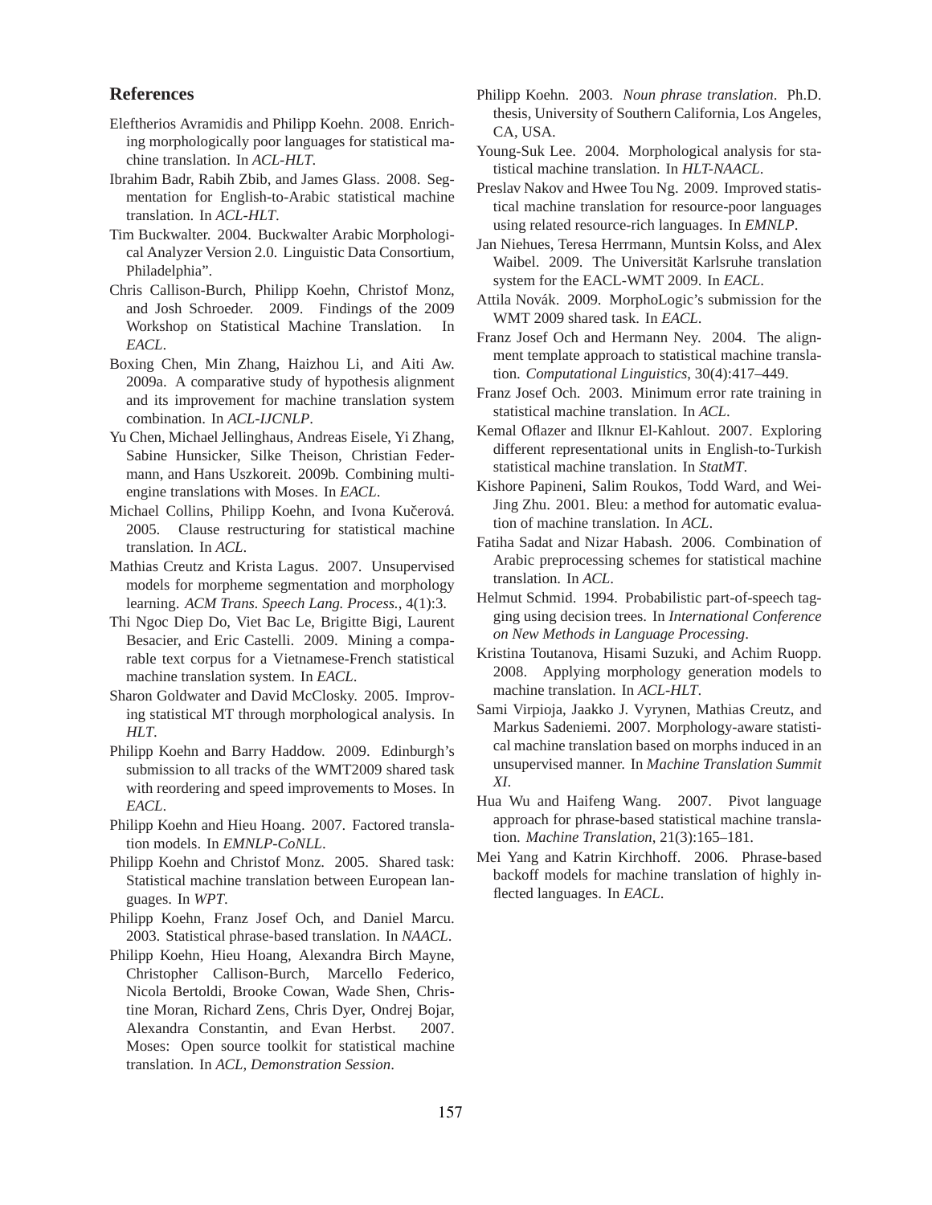## References

Eleftherios Avramidis and Philipp Koehn. 2008. Enriching morphologically poor languages for statistical machine translation. In *ACL-HLT*.

Ibrahim Badr, Rabih Zbib, and James Glass. 2008. Segmentation for English-to-Arabic statistical machine translation. In *ACL-HLT*.

Tim Buckwalter. 2004. Buckwalter Arabic Morphological Analyzer Version 2.0. Linguistic Data Consortium, Philadelphia".

Chris Callison-Burch, Philipp Koehn, Christof Monz, and Josh Schroeder. 2009. Findings of the 2009 Workshop on Statistical Machine Translation. In *EACL*.

Boxing Chen, Min Zhang, Haizhou Li, and Aiti Aw. 2009a. A comparative study of hypothesis alignment and its improvement for machine translation system combination. In *ACL-IJCNLP*.

Yu Chen, Michael Jellinghaus, Andreas Eisele, Yi Zhang, Sabine Hunsicker, Silke Theison, Christian Federmann, and Hans Uszkoreit. 2009b. Combining multi-engine translations with Moses. In *EACL*.

Michael Collins, Philipp Koehn, and Ivona Kučerová. 2005. Clause restructuring for statistical machine translation. In *ACL*.

Mathias Creutz and Krista Lagus. 2007. Unsupervised models for morpheme segmentation and morphology learning. *ACM Trans. Speech Lang. Process.*, 4(1):3.

Thi Ngoc Diep Do, Viet Bac Le, Brigitte Bigi, Laurent Besacier, and Eric Castelli. 2009. Mining a comparable text corpus for a Vietnamese-French statistical machine translation system. In *EACL*.

Sharon Goldwater and David McClosky. 2005. Improving statistical MT through morphological analysis. In *HLT*.

Philipp Koehn and Barry Haddow. 2009. Edinburgh's submission to all tracks of the WMT2009 shared task with reordering and speed improvements to Moses. In *EACL*.

Philipp Koehn and Hieu Hoang. 2007. Factored translation models. In *EMNLP-CoNLL*.

Philipp Koehn and Christof Monz. 2005. Shared task: Statistical machine translation between European languages. In *WPT*.

Philipp Koehn, Franz Josef Och, and Daniel Marcu. 2003. Statistical phrase-based translation. In *NAACL*.

Philipp Koehn, Hieu Hoang, Alexandra Birch Mayne, Christopher Callison-Burch, Marcello Federico, Nicola Bertoldi, Brooke Cowan, Wade Shen, Christine Moran, Richard Zens, Chris Dyer, Ondrej Bojar, Alexandra Constantin, and Evan Herbst. 2007. Moses: Open source toolkit for statistical machine translation. In *ACL, Demonstration Session*.

Philipp Koehn. 2003. *Noun phrase translation*. Ph.D. thesis, University of Southern California, Los Angeles, CA, USA.

Young-Suk Lee. 2004. Morphological analysis for statistical machine translation. In *HLT-NAACL*.

Preslav Nakov and Hwee Tou Ng. 2009. Improved statistical machine translation for resource-poor languages using related resource-rich languages. In *EMNLP*.

Jan Niehues, Teresa Herrmann, Muntsin Kolss, and Alex Waibel. 2009. The Universität Karlsruhe translation system for the EACL-WMT 2009. In *EACL*.

Attila Novák. 2009. MorphoLogic's submission for the WMT 2009 shared task. In *EACL*.

Franz Josef Och and Hermann Ney. 2004. The alignment template approach to statistical machine translation. *Computational Linguistics*, 30(4):417–449.

Franz Josef Och. 2003. Minimum error rate training in statistical machine translation. In *ACL*.

Kemal Oflazer and Ilknur El-Kahlout. 2007. Exploring different representational units in English-to-Turkish statistical machine translation. In *StatMT*.

Kishore Papineni, Salim Roukos, Todd Ward, and Wei-Jing Zhu. 2001. Bleu: a method for automatic evaluation of machine translation. In *ACL*.

Fatiha Sadat and Nizar Habash. 2006. Combination of Arabic preprocessing schemes for statistical machine translation. In *ACL*.

Helmut Schmid. 1994. Probabilistic part-of-speech tagging using decision trees. In *International Conference on New Methods in Language Processing*.

Kristina Toutanova, Hisami Suzuki, and Achim Ruopp. 2008. Applying morphology generation models to machine translation. In *ACL-HLT*.

Sami Virpioja, Jaakko J. Vyrynen, Mathias Creutz, and Markus Sadeniemi. 2007. Morphology-aware statistical machine translation based on morphs induced in an unsupervised manner. In *Machine Translation Summit XI*.

Hua Wu and Haifeng Wang. 2007. Pivot language approach for phrase-based statistical machine translation. *Machine Translation*, 21(3):165–181.

Mei Yang and Katrin Kirchhoff. 2006. Phrase-based backoff models for machine translation of highly inflected languages. In *EACL*.